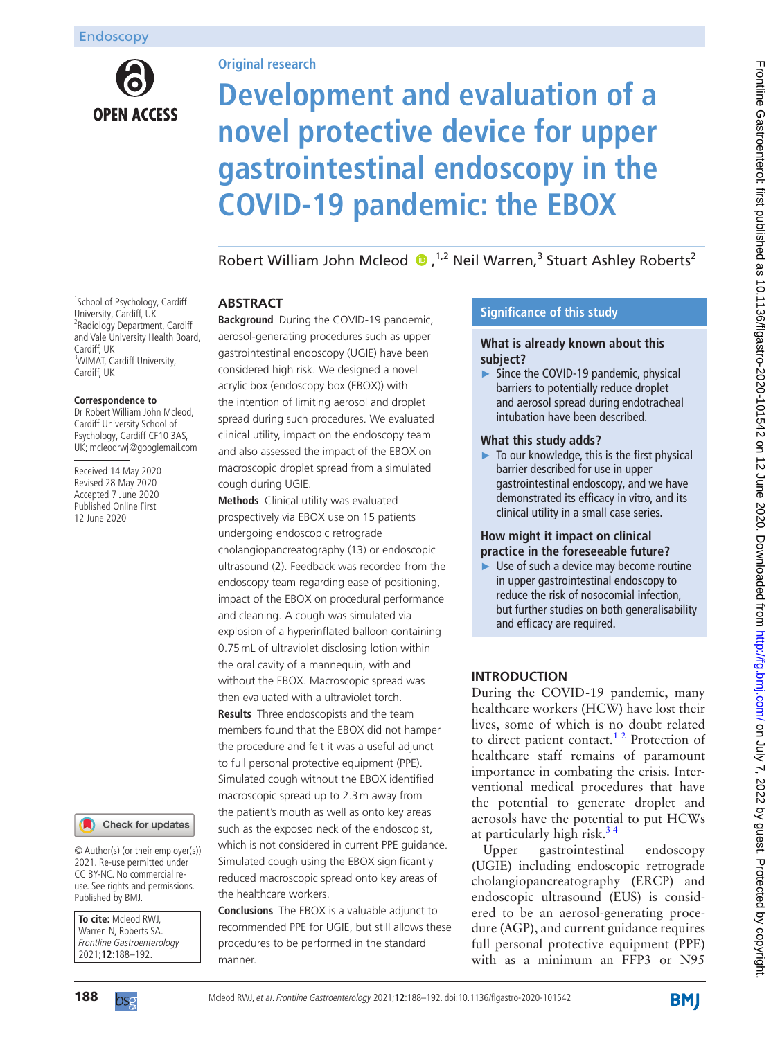Endoscopy

Original research

# Development and evaluation of a novel protective device for upper gastrointestinal endoscopy in the COVID-19 pandemic: the EBOX

Robert William John Mcleod,[1,2] Neil Warren,[3] Stuart Ashley Roberts[2]

[1]School of Psychology, Cardiff University, Cardiff, UK
[2]Radiology Department, Cardiff and Vale University Health Board, Cardiff, UK
[3]WIMAT, Cardiff University, Cardiff, UK

**Correspondence to**
Dr Robert William John Mcleod, Cardiff University School of Psychology, Cardiff CF10 3AS, UK; mcleodrwj@googlemail.com

Received 14 May 2020
Revised 28 May 2020
Accepted 7 June 2020
Published Online First 12 June 2020

© Author(s) (or their employer(s)) 2021. Re-use permitted under CC BY-NC. No commercial re-use. See rights and permissions. Published by BMJ.

**To cite:** Mcleod RWJ, Warren N, Roberts SA. *Frontline Gastroenterology* 2021;**12**:188–192.

## ABSTRACT

**Background** During the COVID-19 pandemic, aerosol-generating procedures such as upper gastrointestinal endoscopy (UGIE) have been considered high risk. We designed a novel acrylic box (endoscopy box (EBOX)) with the intention of limiting aerosol and droplet spread during such procedures. We evaluated clinical utility, impact on the endoscopy team and also assessed the impact of the EBOX on macroscopic droplet spread from a simulated cough during UGIE.

**Methods** Clinical utility was evaluated prospectively via EBOX use on 15 patients undergoing endoscopic retrograde cholangiopancreatography (13) or endoscopic ultrasound (2). Feedback was recorded from the endoscopy team regarding ease of positioning, impact of the EBOX on procedural performance and cleaning. A cough was simulated via explosion of a hyperinflated balloon containing 0.75 mL of ultraviolet disclosing lotion within the oral cavity of a mannequin, with and without the EBOX. Macroscopic spread was then evaluated with a ultraviolet torch.

**Results** Three endoscopists and the team members found that the EBOX did not hamper the procedure and felt it was a useful adjunct to full personal protective equipment (PPE). Simulated cough without the EBOX identified macroscopic spread up to 2.3 m away from the patient's mouth as well as onto key areas such as the exposed neck of the endoscopist, which is not considered in current PPE guidance. Simulated cough using the EBOX significantly reduced macroscopic spread onto key areas of the healthcare workers.

**Conclusions** The EBOX is a valuable adjunct to recommended PPE for UGIE, but still allows these procedures to be performed in the standard manner.

## Significance of this study

### What is already known about this subject?

- Since the COVID-19 pandemic, physical barriers to potentially reduce droplet and aerosol spread during endotracheal intubation have been described.

### What this study adds?

- To our knowledge, this is the first physical barrier described for use in upper gastrointestinal endoscopy, and we have demonstrated its efficacy in vitro, and its clinical utility in a small case series.

### How might it impact on clinical practice in the foreseeable future?

- Use of such a device may become routine in upper gastrointestinal endoscopy to reduce the risk of nosocomial infection, but further studies on both generalisability and efficacy are required.

## INTRODUCTION

During the COVID-19 pandemic, many healthcare workers (HCW) have lost their lives, some of which is no doubt related to direct patient contact.[1,2] Protection of healthcare staff remains of paramount importance in combating the crisis. Interventional medical procedures that have the potential to generate droplet and aerosols have the potential to put HCWs at particularly high risk.[3,4]

Upper gastrointestinal endoscopy (UGIE) including endoscopic retrograde cholangiopancreatography (ERCP) and endoscopic ultrasound (EUS) is considered to be an aerosol-generating procedure (AGP), and current guidance requires full personal protective equipment (PPE) with as a minimum an FFP3 or N95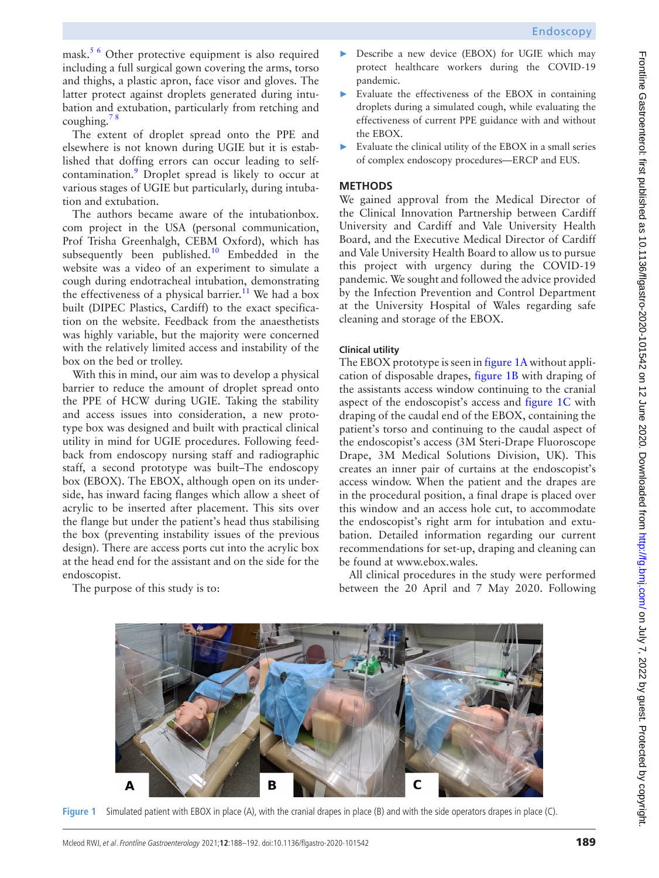mask.[5 6] Other protective equipment is also required including a full surgical gown covering the arms, torso and thighs, a plastic apron, face visor and gloves. The latter protect against droplets generated during intubation and extubation, particularly from retching and coughing.[7 8]

The extent of droplet spread onto the PPE and elsewhere is not known during UGIE but it is established that doffing errors can occur leading to self-contamination.[9] Droplet spread is likely to occur at various stages of UGIE but particularly, during intubation and extubation.

The authors became aware of the intubationbox.com project in the USA (personal communication, Prof Trisha Greenhalgh, CEBM Oxford), which has subsequently been published.[10] Embedded in the website was a video of an experiment to simulate a cough during endotracheal intubation, demonstrating the effectiveness of a physical barrier.[11] We had a box built (DIPEC Plastics, Cardiff) to the exact specification on the website. Feedback from the anaesthetists was highly variable, but the majority were concerned with the relatively limited access and instability of the box on the bed or trolley.

With this in mind, our aim was to develop a physical barrier to reduce the amount of droplet spread onto the PPE of HCW during UGIE. Taking the stability and access issues into consideration, a new prototype box was designed and built with practical clinical utility in mind for UGIE procedures. Following feedback from endoscopy nursing staff and radiographic staff, a second prototype was built–The endoscopy box (EBOX). The EBOX, although open on its underside, has inward facing flanges which allow a sheet of acrylic to be inserted after placement. This sits over the flange but under the patient's head thus stabilising the box (preventing instability issues of the previous design). There are access ports cut into the acrylic box at the head end for the assistant and on the side for the endoscopist.

The purpose of this study is to:

- Describe a new device (EBOX) for UGIE which may protect healthcare workers during the COVID-19 pandemic.
- Evaluate the effectiveness of the EBOX in containing droplets during a simulated cough, while evaluating the effectiveness of current PPE guidance with and without the EBOX.
- Evaluate the clinical utility of the EBOX in a small series of complex endoscopy procedures—ERCP and EUS.

## METHODS

We gained approval from the Medical Director of the Clinical Innovation Partnership between Cardiff University and Cardiff and Vale University Health Board, and the Executive Medical Director of Cardiff and Vale University Health Board to allow us to pursue this project with urgency during the COVID-19 pandemic. We sought and followed the advice provided by the Infection Prevention and Control Department at the University Hospital of Wales regarding safe cleaning and storage of the EBOX.

### Clinical utility

The EBOX prototype is seen in figure 1A without application of disposable drapes, figure 1B with draping of the assistants access window continuing to the cranial aspect of the endoscopist's access and figure 1C with draping of the caudal end of the EBOX, containing the patient's torso and continuing to the caudal aspect of the endoscopist's access (3M Steri-Drape Fluoroscope Drape, 3M Medical Solutions Division, UK). This creates an inner pair of curtains at the endoscopist's access window. When the patient and the drapes are in the procedural position, a final drape is placed over this window and an access hole cut, to accommodate the endoscopist's right arm for intubation and extubation. Detailed information regarding our current recommendations for set-up, draping and cleaning can be found at www.ebox.wales.

All clinical procedures in the study were performed between the 20 April and 7 May 2020. Following

Figure 1 Simulated patient with EBOX in place (A), with the cranial drapes in place (B) and with the side operators drapes in place (C).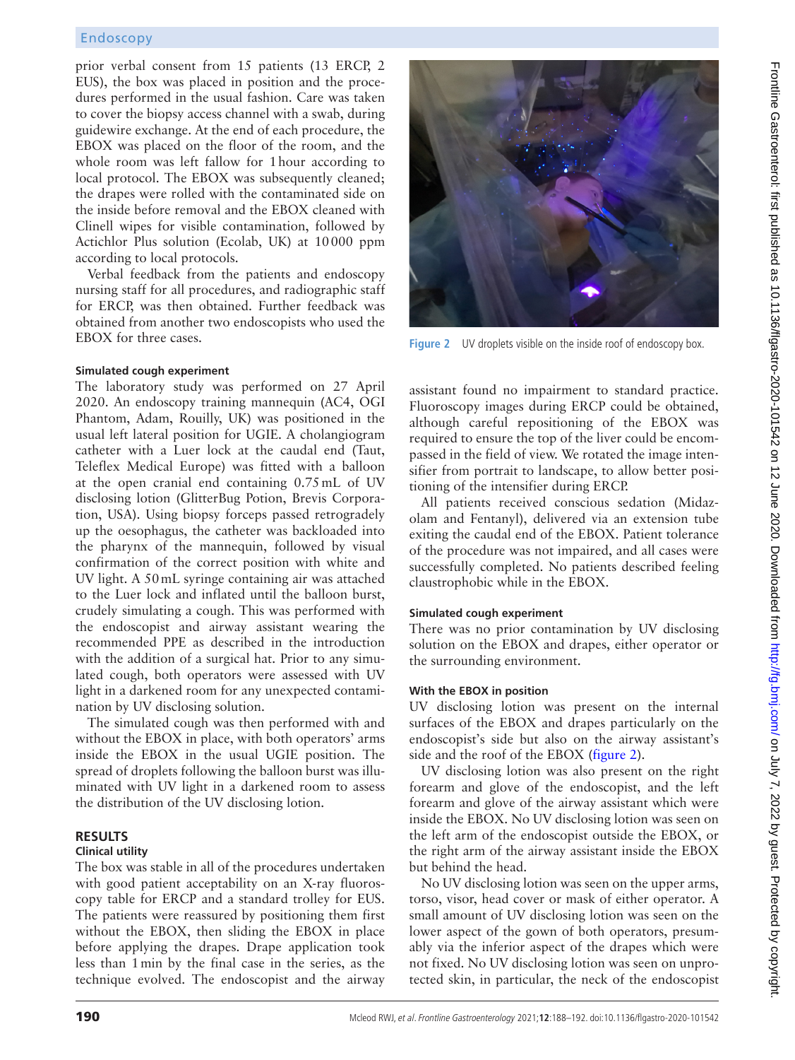prior verbal consent from 15 patients (13 ERCP, 2 EUS), the box was placed in position and the procedures performed in the usual fashion. Care was taken to cover the biopsy access channel with a swab, during guidewire exchange. At the end of each procedure, the EBOX was placed on the floor of the room, and the whole room was left fallow for 1 hour according to local protocol. The EBOX was subsequently cleaned; the drapes were rolled with the contaminated side on the inside before removal and the EBOX cleaned with Clinell wipes for visible contamination, followed by Actichlor Plus solution (Ecolab, UK) at 10 000 ppm according to local protocols.

Verbal feedback from the patients and endoscopy nursing staff for all procedures, and radiographic staff for ERCP, was then obtained. Further feedback was obtained from another two endoscopists who used the EBOX for three cases.

#### Simulated cough experiment

The laboratory study was performed on 27 April 2020. An endoscopy training mannequin (AC4, OGI Phantom, Adam, Rouilly, UK) was positioned in the usual left lateral position for UGIE. A cholangiogram catheter with a Luer lock at the caudal end (Taut, Teleflex Medical Europe) was fitted with a balloon at the open cranial end containing 0.75 mL of UV disclosing lotion (GlitterBug Potion, Brevis Corporation, USA). Using biopsy forceps passed retrogradely up the oesophagus, the catheter was backloaded into the pharynx of the mannequin, followed by visual confirmation of the correct position with white and UV light. A 50 mL syringe containing air was attached to the Luer lock and inflated until the balloon burst, crudely simulating a cough. This was performed with the endoscopist and airway assistant wearing the recommended PPE as described in the introduction with the addition of a surgical hat. Prior to any simulated cough, both operators were assessed with UV light in a darkened room for any unexpected contamination by UV disclosing solution.

The simulated cough was then performed with and without the EBOX in place, with both operators' arms inside the EBOX in the usual UGIE position. The spread of droplets following the balloon burst was illuminated with UV light in a darkened room to assess the distribution of the UV disclosing lotion.

## RESULTS

#### Clinical utility

The box was stable in all of the procedures undertaken with good patient acceptability on an X-ray fluoroscopy table for ERCP and a standard trolley for EUS. The patients were reassured by positioning them first without the EBOX, then sliding the EBOX in place before applying the drapes. Drape application took less than 1 min by the final case in the series, as the technique evolved. The endoscopist and the airway assistant found no impairment to standard practice. Fluoroscopy images during ERCP could be obtained, although careful repositioning of the EBOX was required to ensure the top of the liver could be encompassed in the field of view. We rotated the image intensifier from portrait to landscape, to allow better positioning of the intensifier during ERCP.

All patients received conscious sedation (Midazolam and Fentanyl), delivered via an extension tube exiting the caudal end of the EBOX. Patient tolerance of the procedure was not impaired, and all cases were successfully completed. No patients described feeling claustrophobic while in the EBOX.

Figure 2 UV droplets visible on the inside roof of endoscopy box.

#### Simulated cough experiment

There was no prior contamination by UV disclosing solution on the EBOX and drapes, either operator or the surrounding environment.

#### With the EBOX in position

UV disclosing lotion was present on the internal surfaces of the EBOX and drapes particularly on the endoscopist's side but also on the airway assistant's side and the roof of the EBOX (figure 2).

UV disclosing lotion was also present on the right forearm and glove of the endoscopist, and the left forearm and glove of the airway assistant which were inside the EBOX. No UV disclosing lotion was seen on the left arm of the endoscopist outside the EBOX, or the right arm of the airway assistant inside the EBOX but behind the head.

No UV disclosing lotion was seen on the upper arms, torso, visor, head cover or mask of either operator. A small amount of UV disclosing lotion was seen on the lower aspect of the gown of both operators, presumably via the inferior aspect of the drapes which were not fixed. No UV disclosing lotion was seen on unprotected skin, in particular, the neck of the endoscopist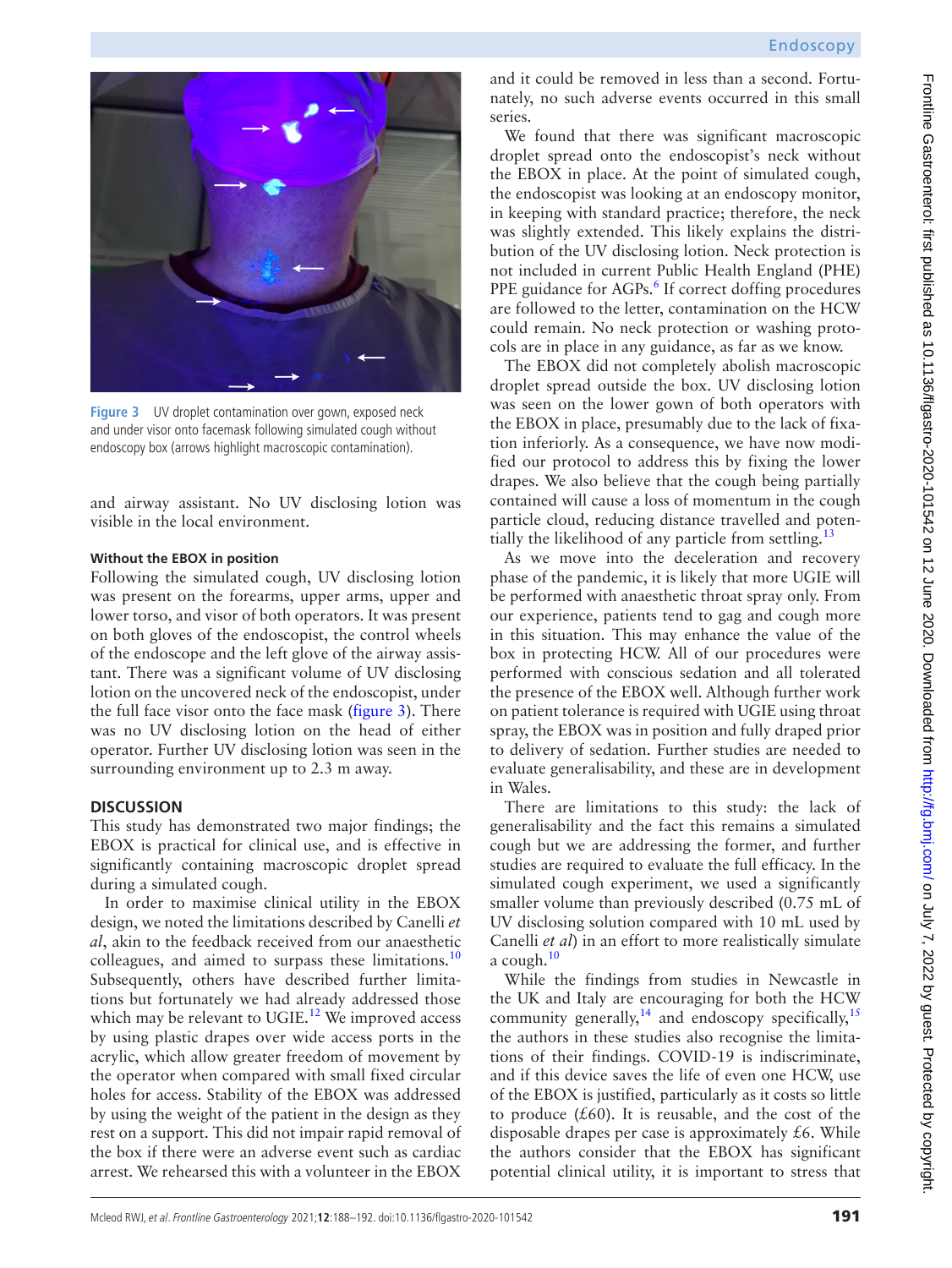Figure 3 UV droplet contamination over gown, exposed neck and under visor onto facemask following simulated cough without endoscopy box (arrows highlight macroscopic contamination).

and airway assistant. No UV disclosing lotion was visible in the local environment.

#### Without the EBOX in position

Following the simulated cough, UV disclosing lotion was present on the forearms, upper arms, upper and lower torso, and visor of both operators. It was present on both gloves of the endoscopist, the control wheels of the endoscope and the left glove of the airway assistant. There was a significant volume of UV disclosing lotion on the uncovered neck of the endoscopist, under the full face visor onto the face mask (figure 3). There was no UV disclosing lotion on the head of either operator. Further UV disclosing lotion was seen in the surrounding environment up to 2.3 m away.

## DISCUSSION

This study has demonstrated two major findings; the EBOX is practical for clinical use, and is effective in significantly containing macroscopic droplet spread during a simulated cough.

In order to maximise clinical utility in the EBOX design, we noted the limitations described by Canelli *et al*, akin to the feedback received from our anaesthetic colleagues, and aimed to surpass these limitations.[10] Subsequently, others have described further limitations but fortunately we had already addressed those which may be relevant to UGIE.[12] We improved access by using plastic drapes over wide access ports in the acrylic, which allow greater freedom of movement by the operator when compared with small fixed circular holes for access. Stability of the EBOX was addressed by using the weight of the patient in the design as they rest on a support. This did not impair rapid removal of the box if there were an adverse event such as cardiac arrest. We rehearsed this with a volunteer in the EBOX and it could be removed in less than a second. Fortunately, no such adverse events occurred in this small series.

We found that there was significant macroscopic droplet spread onto the endoscopist's neck without the EBOX in place. At the point of simulated cough, the endoscopist was looking at an endoscopy monitor, in keeping with standard practice; therefore, the neck was slightly extended. This likely explains the distribution of the UV disclosing lotion. Neck protection is not included in current Public Health England (PHE) PPE guidance for AGPs.[6] If correct doffing procedures are followed to the letter, contamination on the HCW could remain. No neck protection or washing protocols are in place in any guidance, as far as we know.

The EBOX did not completely abolish macroscopic droplet spread outside the box. UV disclosing lotion was seen on the lower gown of both operators with the EBOX in place, presumably due to the lack of fixation inferiorly. As a consequence, we have now modified our protocol to address this by fixing the lower drapes. We also believe that the cough being partially contained will cause a loss of momentum in the cough particle cloud, reducing distance travelled and potentially the likelihood of any particle from settling.[13]

As we move into the deceleration and recovery phase of the pandemic, it is likely that more UGIE will be performed with anaesthetic throat spray only. From our experience, patients tend to gag and cough more in this situation. This may enhance the value of the box in protecting HCW. All of our procedures were performed with conscious sedation and all tolerated the presence of the EBOX well. Although further work on patient tolerance is required with UGIE using throat spray, the EBOX was in position and fully draped prior to delivery of sedation. Further studies are needed to evaluate generalisability, and these are in development in Wales.

There are limitations to this study: the lack of generalisability and the fact this remains a simulated cough but we are addressing the former, and further studies are required to evaluate the full efficacy. In the simulated cough experiment, we used a significantly smaller volume than previously described (0.75 mL of UV disclosing solution compared with 10 mL used by Canelli *et al*) in an effort to more realistically simulate a cough.[10]

While the findings from studies in Newcastle in the UK and Italy are encouraging for both the HCW community generally,[14] and endoscopy specifically,[15] the authors in these studies also recognise the limitations of their findings. COVID-19 is indiscriminate, and if this device saves the life of even one HCW, use of the EBOX is justified, particularly as it costs so little to produce (£60). It is reusable, and the cost of the disposable drapes per case is approximately £6. While the authors consider that the EBOX has significant potential clinical utility, it is important to stress that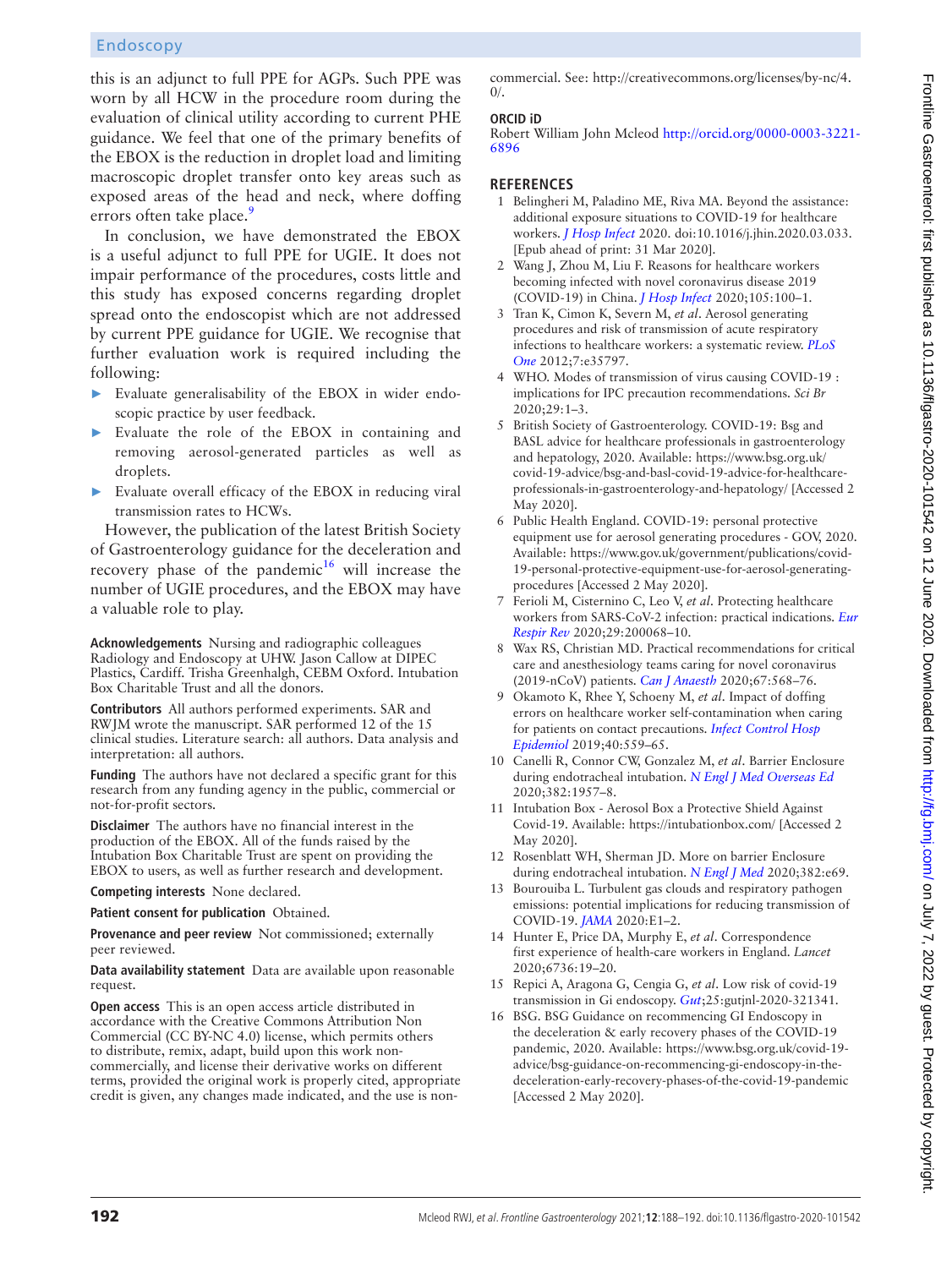this is an adjunct to full PPE for AGPs. Such PPE was worn by all HCW in the procedure room during the evaluation of clinical utility according to current PHE guidance. We feel that one of the primary benefits of the EBOX is the reduction in droplet load and limiting macroscopic droplet transfer onto key areas such as exposed areas of the head and neck, where doffing errors often take place.[9]

In conclusion, we have demonstrated the EBOX is a useful adjunct to full PPE for UGIE. It does not impair performance of the procedures, costs little and this study has exposed concerns regarding droplet spread onto the endoscopist which are not addressed by current PPE guidance for UGIE. We recognise that further evaluation work is required including the following:

- Evaluate generalisability of the EBOX in wider endoscopic practice by user feedback.
- Evaluate the role of the EBOX in containing and removing aerosol-generated particles as well as droplets.
- Evaluate overall efficacy of the EBOX in reducing viral transmission rates to HCWs.

However, the publication of the latest British Society of Gastroenterology guidance for the deceleration and recovery phase of the pandemic[16] will increase the number of UGIE procedures, and the EBOX may have a valuable role to play.

**Acknowledgements** Nursing and radiographic colleagues Radiology and Endoscopy at UHW. Jason Callow at DIPEC Plastics, Cardiff. Trisha Greenhalgh, CEBM Oxford. Intubation Box Charitable Trust and all the donors.

**Contributors** All authors performed experiments. SAR and RWJM wrote the manuscript. SAR performed 12 of the 15 clinical studies. Literature search: all authors. Data analysis and interpretation: all authors.

**Funding** The authors have not declared a specific grant for this research from any funding agency in the public, commercial or not-for-profit sectors.

**Disclaimer** The authors have no financial interest in the production of the EBOX. All of the funds raised by the Intubation Box Charitable Trust are spent on providing the EBOX to users, as well as further research and development.

**Competing interests** None declared.

**Patient consent for publication** Obtained.

**Provenance and peer review** Not commissioned; externally peer reviewed.

**Data availability statement** Data are available upon reasonable request.

**Open access** This is an open access article distributed in accordance with the Creative Commons Attribution Non Commercial (CC BY-NC 4.0) license, which permits others to distribute, remix, adapt, build upon this work non-commercially, and license their derivative works on different terms, provided the original work is properly cited, appropriate credit is given, any changes made indicated, and the use is non-commercial. See: http://creativecommons.org/licenses/by-nc/4.0/.

### ORCID iD

Robert William John Mcleod http://orcid.org/0000-0003-3221-6896

## REFERENCES

1. Belingheri M, Paladino ME, Riva MA. Beyond the assistance: additional exposure situations to COVID-19 for healthcare workers. *J Hosp Infect* 2020. doi:10.1016/j.jhin.2020.03.033. [Epub ahead of print: 31 Mar 2020].
2. Wang J, Zhou M, Liu F. Reasons for healthcare workers becoming infected with novel coronavirus disease 2019 (COVID-19) in China. *J Hosp Infect* 2020;105:100–1.
3. Tran K, Cimon K, Severn M, *et al*. Aerosol generating procedures and risk of transmission of acute respiratory infections to healthcare workers: a systematic review. *PLoS One* 2012;7:e35797.
4. WHO. Modes of transmission of virus causing COVID-19 : implications for IPC precaution recommendations. *Sci Br* 2020;29:1–3.
5. British Society of Gastroenterology. COVID-19: Bsg and BASL advice for healthcare professionals in gastroenterology and hepatology, 2020. Available: https://www.bsg.org.uk/covid-19-advice/bsg-and-basl-covid-19-advice-for-healthcare-professionals-in-gastroenterology-and-hepatology/ [Accessed 2 May 2020].
6. Public Health England. COVID-19: personal protective equipment use for aerosol generating procedures - GOV, 2020. Available: https://www.gov.uk/government/publications/covid-19-personal-protective-equipment-use-for-aerosol-generating-procedures [Accessed 2 May 2020].
7. Ferioli M, Cisternino C, Leo V, *et al*. Protecting healthcare workers from SARS-CoV-2 infection: practical indications. *Eur Respir Rev* 2020;29:200068–10.
8. Wax RS, Christian MD. Practical recommendations for critical care and anesthesiology teams caring for novel coronavirus (2019-nCoV) patients. *Can J Anaesth* 2020;67:568–76.
9. Okamoto K, Rhee Y, Schoeny M, *et al*. Impact of doffing errors on healthcare worker self-contamination when caring for patients on contact precautions. *Infect Control Hosp Epidemiol* 2019;40:559–65.
10. Canelli R, Connor CW, Gonzalez M, *et al*. Barrier Enclosure during endotracheal intubation. *N Engl J Med Overseas Ed* 2020;382:1957–8.
11. Intubation Box - Aerosol Box a Protective Shield Against Covid-19. Available: https://intubationbox.com/ [Accessed 2 May 2020].
12. Rosenblatt WH, Sherman JD. More on barrier Enclosure during endotracheal intubation. *N Engl J Med* 2020;382:e69.
13. Bourouiba L. Turbulent gas clouds and respiratory pathogen emissions: potential implications for reducing transmission of COVID-19. *JAMA* 2020:E1–2.
14. Hunter E, Price DA, Murphy E, *et al*. Correspondence first experience of health-care workers in England. *Lancet* 2020;6736:19–20.
15. Repici A, Aragona G, Cengia G, *et al*. Low risk of covid-19 transmission in Gi endoscopy. *Gut*;25:gutjnl-2020-321341.
16. BSG. BSG Guidance on recommencing GI Endoscopy in the deceleration & early recovery phases of the COVID-19 pandemic, 2020. Available: https://www.bsg.org.uk/covid-19-advice/bsg-guidance-on-recommencing-gi-endoscopy-in-the-deceleration-early-recovery-phases-of-the-covid-19-pandemic [Accessed 2 May 2020].